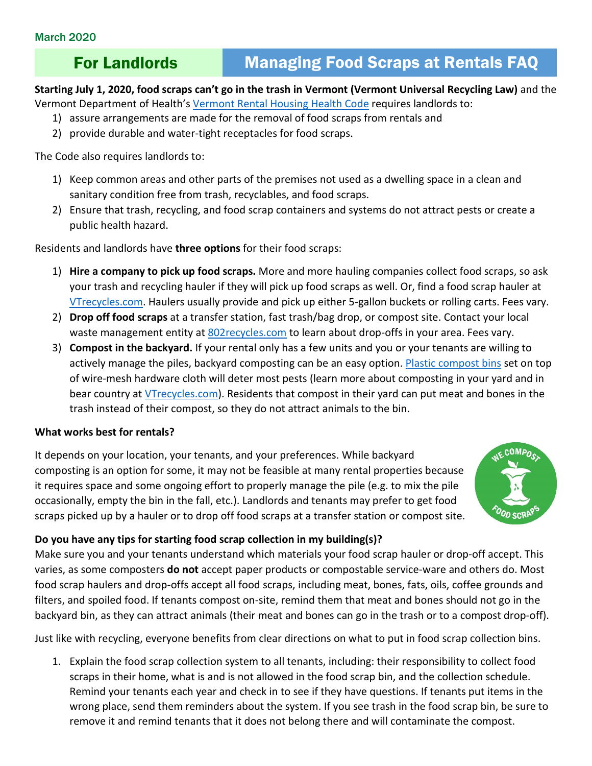March 2020

# For Landlords — Managing Food Scraps at Rentals FAQ

**Starting July 1, 2020, food scraps can't go in the trash in Vermont (Vermont Universal Recycling Law)** and the Vermont Department of Health's Vermont Rental Housing Health Code requires landlords to:

1) assure arrangements are made for the removal of food scraps from rentals and
2) provide durable and water-tight receptacles for food scraps.

The Code also requires landlords to:

1) Keep common areas and other parts of the premises not used as a dwelling space in a clean and sanitary condition free from trash, recyclables, and food scraps.
2) Ensure that trash, recycling, and food scrap containers and systems do not attract pests or create a public health hazard.

Residents and landlords have **three options** for their food scraps:

1) **Hire a company to pick up food scraps.** More and more hauling companies collect food scraps, so ask your trash and recycling hauler if they will pick up food scraps as well. Or, find a food scrap hauler at VTrecycles.com. Haulers usually provide and pick up either 5-gallon buckets or rolling carts. Fees vary.
2) **Drop off food scraps** at a transfer station, fast trash/bag drop, or compost site. Contact your local waste management entity at 802recycles.com to learn about drop-offs in your area. Fees vary.
3) **Compost in the backyard.** If your rental only has a few units and you or your tenants are willing to actively manage the piles, backyard composting can be an easy option. Plastic compost bins set on top of wire-mesh hardware cloth will deter most pests (learn more about composting in your yard and in bear country at VTrecycles.com). Residents that compost in their yard can put meat and bones in the trash instead of their compost, so they do not attract animals to the bin.

**What works best for rentals?**

It depends on your location, your tenants, and your preferences. While backyard composting is an option for some, it may not be feasible at many rental properties because it requires space and some ongoing effort to properly manage the pile (e.g. to mix the pile occasionally, empty the bin in the fall, etc.). Landlords and tenants may prefer to get food scraps picked up by a hauler or to drop off food scraps at a transfer station or compost site.

**Do you have any tips for starting food scrap collection in my building(s)?**

Make sure you and your tenants understand which materials your food scrap hauler or drop-off accept. This varies, as some composters **do not** accept paper products or compostable service-ware and others do. Most food scrap haulers and drop-offs accept all food scraps, including meat, bones, fats, oils, coffee grounds and filters, and spoiled food. If tenants compost on-site, remind them that meat and bones should not go in the backyard bin, as they can attract animals (their meat and bones can go in the trash or to a compost drop-off).

Just like with recycling, everyone benefits from clear directions on what to put in food scrap collection bins.

1. Explain the food scrap collection system to all tenants, including: their responsibility to collect food scraps in their home, what is and is not allowed in the food scrap bin, and the collection schedule. Remind your tenants each year and check in to see if they have questions. If tenants put items in the wrong place, send them reminders about the system. If you see trash in the food scrap bin, be sure to remove it and remind tenants that it does not belong there and will contaminate the compost.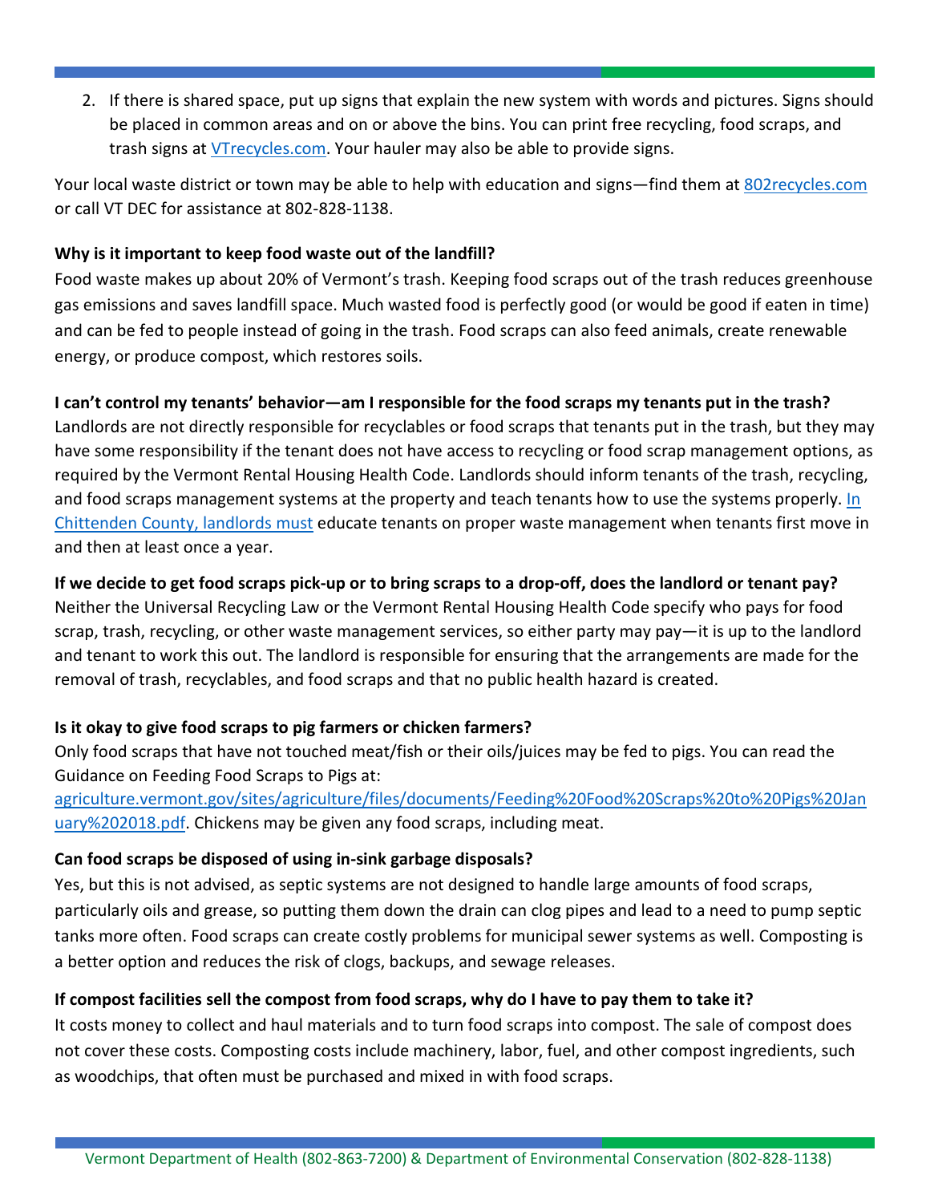2. If there is shared space, put up signs that explain the new system with words and pictures. Signs should be placed in common areas and on or above the bins. You can print free recycling, food scraps, and trash signs at [VTrecycles.com](VTrecycles.com). Your hauler may also be able to provide signs.

Your local waste district or town may be able to help with education and signs—find them at [802recycles.com](802recycles.com) or call VT DEC for assistance at 802-828-1138.

**Why is it important to keep food waste out of the landfill?**

Food waste makes up about 20% of Vermont's trash. Keeping food scraps out of the trash reduces greenhouse gas emissions and saves landfill space. Much wasted food is perfectly good (or would be good if eaten in time) and can be fed to people instead of going in the trash. Food scraps can also feed animals, create renewable energy, or produce compost, which restores soils.

**I can't control my tenants' behavior—am I responsible for the food scraps my tenants put in the trash?**

Landlords are not directly responsible for recyclables or food scraps that tenants put in the trash, but they may have some responsibility if the tenant does not have access to recycling or food scrap management options, as required by the Vermont Rental Housing Health Code. Landlords should inform tenants of the trash, recycling, and food scraps management systems at the property and teach tenants how to use the systems properly. In Chittenden County, landlords must educate tenants on proper waste management when tenants first move in and then at least once a year.

**If we decide to get food scraps pick-up or to bring scraps to a drop-off, does the landlord or tenant pay?**

Neither the Universal Recycling Law or the Vermont Rental Housing Health Code specify who pays for food scrap, trash, recycling, or other waste management services, so either party may pay—it is up to the landlord and tenant to work this out. The landlord is responsible for ensuring that the arrangements are made for the removal of trash, recyclables, and food scraps and that no public health hazard is created.

**Is it okay to give food scraps to pig farmers or chicken farmers?**

Only food scraps that have not touched meat/fish or their oils/juices may be fed to pigs. You can read the Guidance on Feeding Food Scraps to Pigs at: agriculture.vermont.gov/sites/agriculture/files/documents/Feeding%20Food%20Scraps%20to%20Pigs%20January%202018.pdf. Chickens may be given any food scraps, including meat.

**Can food scraps be disposed of using in-sink garbage disposals?**

Yes, but this is not advised, as septic systems are not designed to handle large amounts of food scraps, particularly oils and grease, so putting them down the drain can clog pipes and lead to a need to pump septic tanks more often. Food scraps can create costly problems for municipal sewer systems as well. Composting is a better option and reduces the risk of clogs, backups, and sewage releases.

**If compost facilities sell the compost from food scraps, why do I have to pay them to take it?**

It costs money to collect and haul materials and to turn food scraps into compost. The sale of compost does not cover these costs. Composting costs include machinery, labor, fuel, and other compost ingredients, such as woodchips, that often must be purchased and mixed in with food scraps.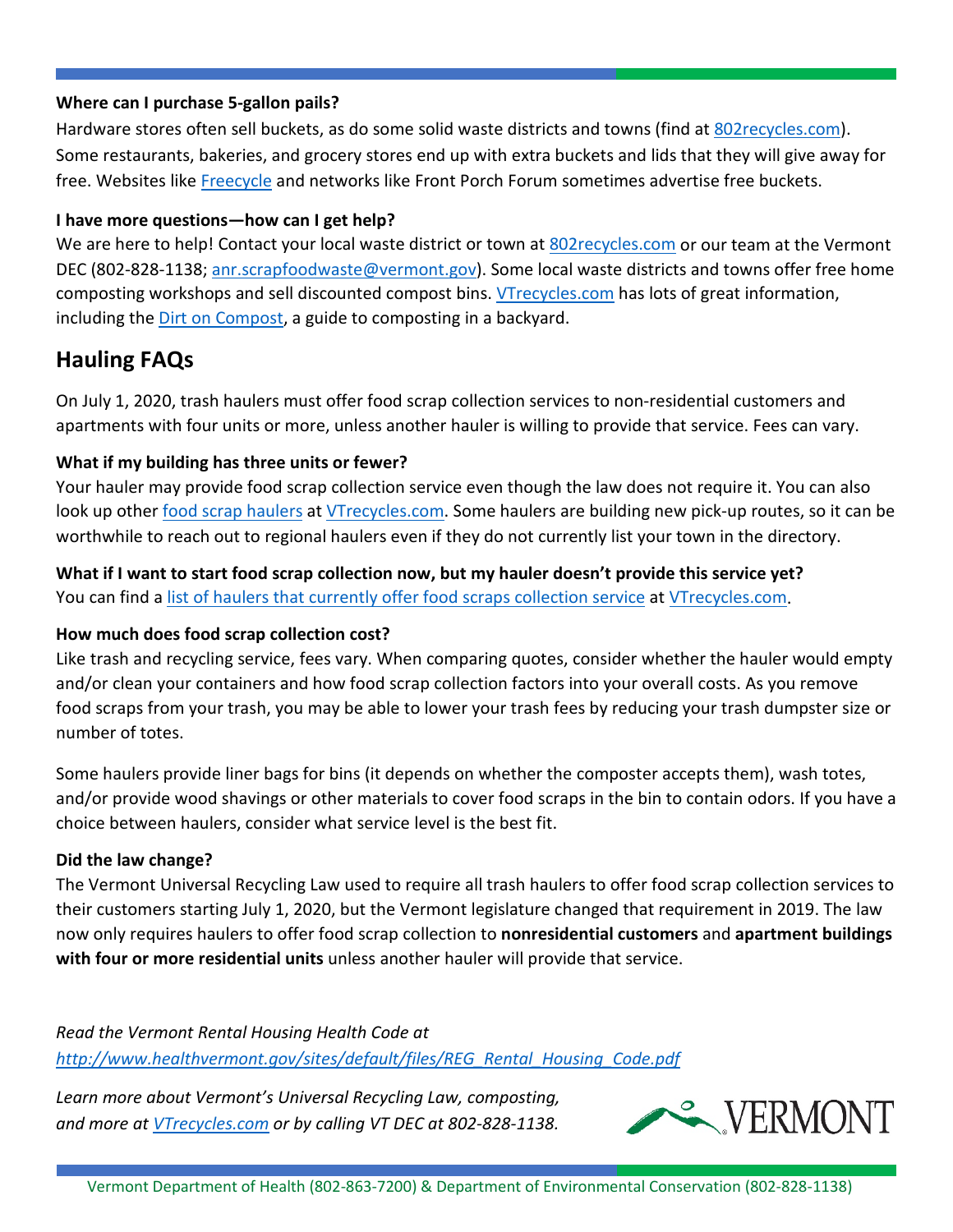**Where can I purchase 5-gallon pails?**

Hardware stores often sell buckets, as do some solid waste districts and towns (find at 802recycles.com). Some restaurants, bakeries, and grocery stores end up with extra buckets and lids that they will give away for free. Websites like Freecycle and networks like Front Porch Forum sometimes advertise free buckets.

**I have more questions—how can I get help?**

We are here to help! Contact your local waste district or town at 802recycles.com or our team at the Vermont DEC (802-828-1138; anr.scrapfoodwaste@vermont.gov). Some local waste districts and towns offer free home composting workshops and sell discounted compost bins. VTrecycles.com has lots of great information, including the Dirt on Compost, a guide to composting in a backyard.

## Hauling FAQs

On July 1, 2020, trash haulers must offer food scrap collection services to non-residential customers and apartments with four units or more, unless another hauler is willing to provide that service. Fees can vary.

**What if my building has three units or fewer?**

Your hauler may provide food scrap collection service even though the law does not require it. You can also look up other food scrap haulers at VTrecycles.com. Some haulers are building new pick-up routes, so it can be worthwhile to reach out to regional haulers even if they do not currently list your town in the directory.

**What if I want to start food scrap collection now, but my hauler doesn't provide this service yet?**

You can find a list of haulers that currently offer food scraps collection service at VTrecycles.com.

**How much does food scrap collection cost?**

Like trash and recycling service, fees vary. When comparing quotes, consider whether the hauler would empty and/or clean your containers and how food scrap collection factors into your overall costs. As you remove food scraps from your trash, you may be able to lower your trash fees by reducing your trash dumpster size or number of totes.

Some haulers provide liner bags for bins (it depends on whether the composter accepts them), wash totes, and/or provide wood shavings or other materials to cover food scraps in the bin to contain odors. If you have a choice between haulers, consider what service level is the best fit.

**Did the law change?**

The Vermont Universal Recycling Law used to require all trash haulers to offer food scrap collection services to their customers starting July 1, 2020, but the Vermont legislature changed that requirement in 2019. The law now only requires haulers to offer food scrap collection to **nonresidential customers** and **apartment buildings with four or more residential units** unless another hauler will provide that service.

*Read the Vermont Rental Housing Health Code at http://www.healthvermont.gov/sites/default/files/REG_Rental_Housing_Code.pdf*

*Learn more about Vermont's Universal Recycling Law, composting, and more at VTrecycles.com or by calling VT DEC at 802-828-1138.*

VERMONT

Vermont Department of Health (802-863-7200) & Department of Environmental Conservation (802-828-1138)